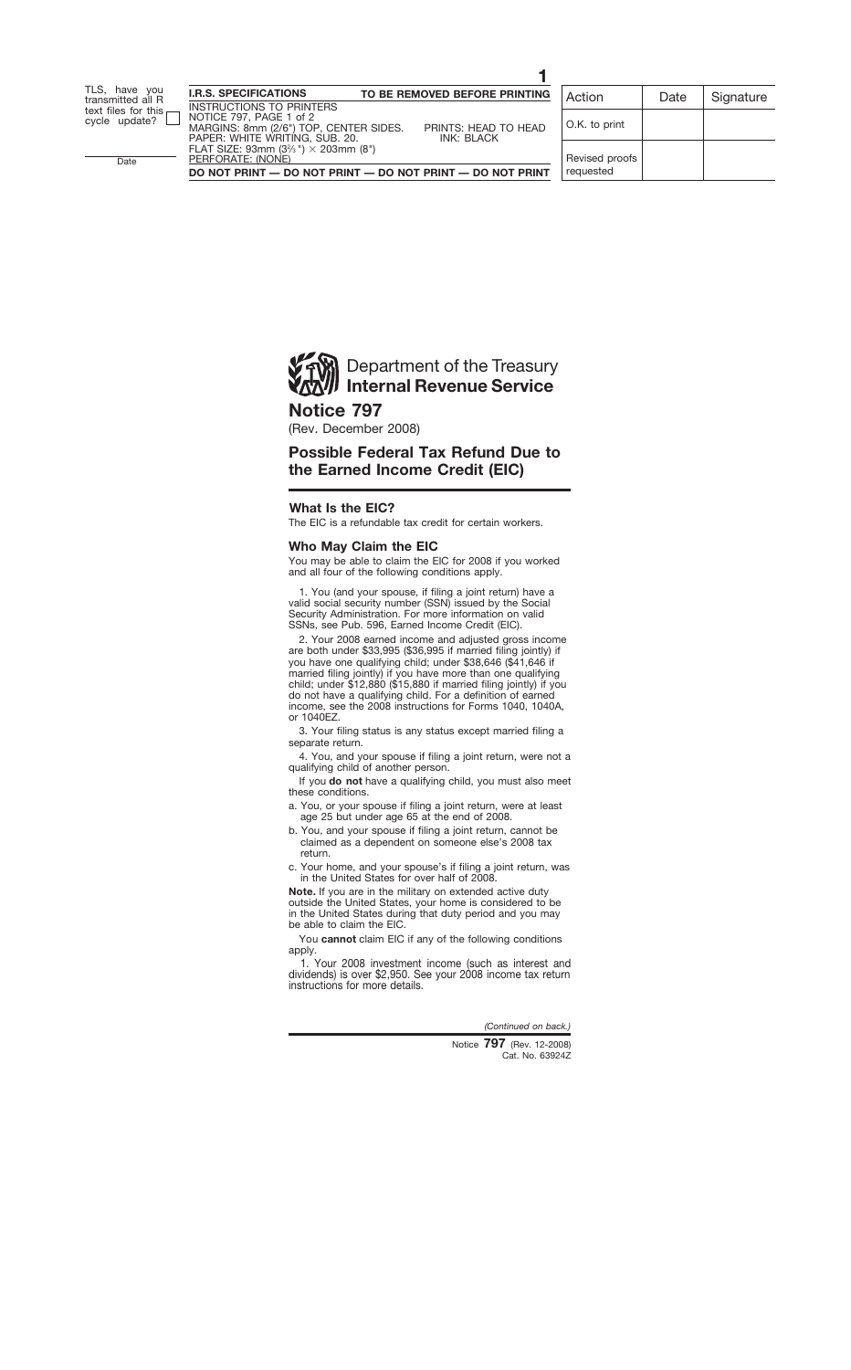Department of the Treasury
**Internal Revenue Service**

# Notice 797

(Rev. December 2008)

## Possible Federal Tax Refund Due to the Earned Income Credit (EIC)

### What Is the EIC?

The EIC is a refundable tax credit for certain workers.

### Who May Claim the EIC

You may be able to claim the EIC for 2008 if you worked and all four of the following conditions apply.

1. You (and your spouse, if filing a joint return) have a valid social security number (SSN) issued by the Social Security Administration. For more information on valid SSNs, see Pub. 596, Earned Income Credit (EIC).

2. Your 2008 earned income and adjusted gross income are both under $33,995 ($36,995 if married filing jointly) if you have one qualifying child; under $38,646 ($41,646 if married filing jointly) if you have more than one qualifying child; under $12,880 ($15,880 if married filing jointly) if you do not have a qualifying child. For a definition of earned income, see the 2008 instructions for Forms 1040, 1040A, or 1040EZ.

3. Your filing status is any status except married filing a separate return.

4. You, and your spouse if filing a joint return, were not a qualifying child of another person.

If you **do not** have a qualifying child, you must also meet these conditions.

a. You, or your spouse if filing a joint return, were at least age 25 but under age 65 at the end of 2008.

b. You, and your spouse if filing a joint return, cannot be claimed as a dependent on someone else's 2008 tax return.

c. Your home, and your spouse's if filing a joint return, was in the United States for over half of 2008.

**Note.** If you are in the military on extended active duty outside the United States, your home is considered to be in the United States during that duty period and you may be able to claim the EIC.

You **cannot** claim EIC if any of the following conditions apply.

1. Your 2008 investment income (such as interest and dividends) is over $2,950. See your 2008 income tax return instructions for more details.

*(Continued on back.)*

Notice **797** (Rev. 12-2008)
Cat. No. 63924Z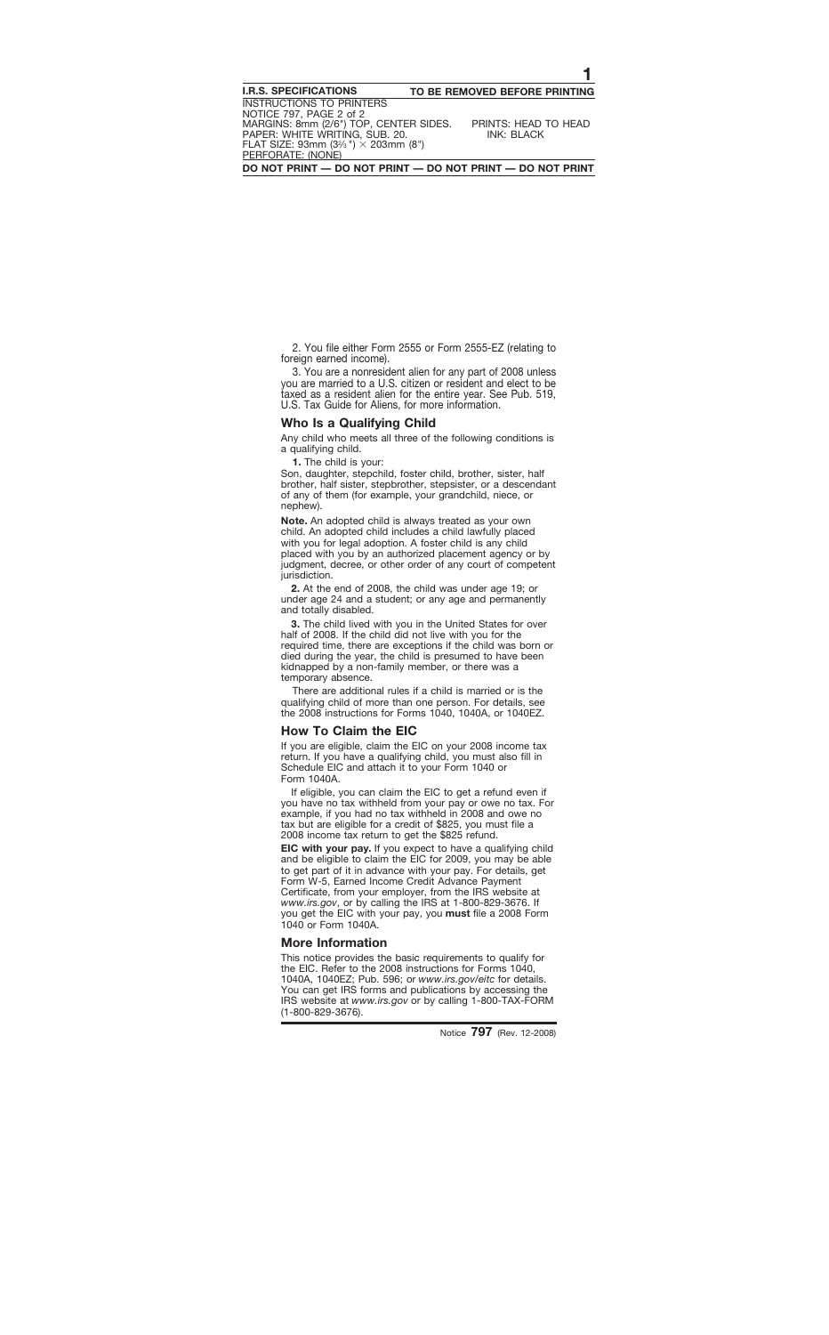**I.R.S. SPECIFICATIONS** **TO BE REMOVED BEFORE PRINTING**

INSTRUCTIONS TO PRINTERS
NOTICE 797, PAGE 2 of 2
MARGINS: 8mm (2/6") TOP, CENTER SIDES. PRINTS: HEAD TO HEAD
PAPER: WHITE WRITING, SUB. 20. INK: BLACK
FLAT SIZE: 93mm (3⅔") × 203mm (8")
PERFORATE: (NONE)

**DO NOT PRINT — DO NOT PRINT — DO NOT PRINT — DO NOT PRINT**

2. You file either Form 2555 or Form 2555-EZ (relating to foreign earned income).

3. You are a nonresident alien for any part of 2008 unless you are married to a U.S. citizen or resident and elect to be taxed as a resident alien for the entire year. See Pub. 519, U.S. Tax Guide for Aliens, for more information.

## Who Is a Qualifying Child

Any child who meets all three of the following conditions is a qualifying child.

**1.** The child is your:
Son, daughter, stepchild, foster child, brother, sister, half brother, half sister, stepbrother, stepsister, or a descendant of any of them (for example, your grandchild, niece, or nephew).

**Note.** An adopted child is always treated as your own child. An adopted child includes a child lawfully placed with you for legal adoption. A foster child is any child placed with you by an authorized placement agency or by judgment, decree, or other order of any court of competent jurisdiction.

**2.** At the end of 2008, the child was under age 19; or under age 24 and a student; or any age and permanently and totally disabled.

**3.** The child lived with you in the United States for over half of 2008. If the child did not live with you for the required time, there are exceptions if the child was born or died during the year, the child is presumed to have been kidnapped by a non-family member, or there was a temporary absence.

There are additional rules if a child is married or is the qualifying child of more than one person. For details, see the 2008 instructions for Forms 1040, 1040A, or 1040EZ.

## How To Claim the EIC

If you are eligible, claim the EIC on your 2008 income tax return. If you have a qualifying child, you must also fill in Schedule EIC and attach it to your Form 1040 or Form 1040A.

If eligible, you can claim the EIC to get a refund even if you have no tax withheld from your pay or owe no tax. For example, if you had no tax withheld in 2008 and owe no tax but are eligible for a credit of $825, you must file a 2008 income tax return to get the $825 refund.

**EIC with your pay.** If you expect to have a qualifying child and be eligible to claim the EIC for 2009, you may be able to get part of it in advance with your pay. For details, get Form W-5, Earned Income Credit Advance Payment Certificate, from your employer, from the IRS website at *www.irs.gov*, or by calling the IRS at 1-800-829-3676. If you get the EIC with your pay, you **must** file a 2008 Form 1040 or Form 1040A.

## More Information

This notice provides the basic requirements to qualify for the EIC. Refer to the 2008 instructions for Forms 1040, 1040A, 1040EZ; Pub. 596; or *www.irs.gov/eitc* for details. You can get IRS forms and publications by accessing the IRS website at *www.irs.gov* or by calling 1-800-TAX-FORM (1-800-829-3676).